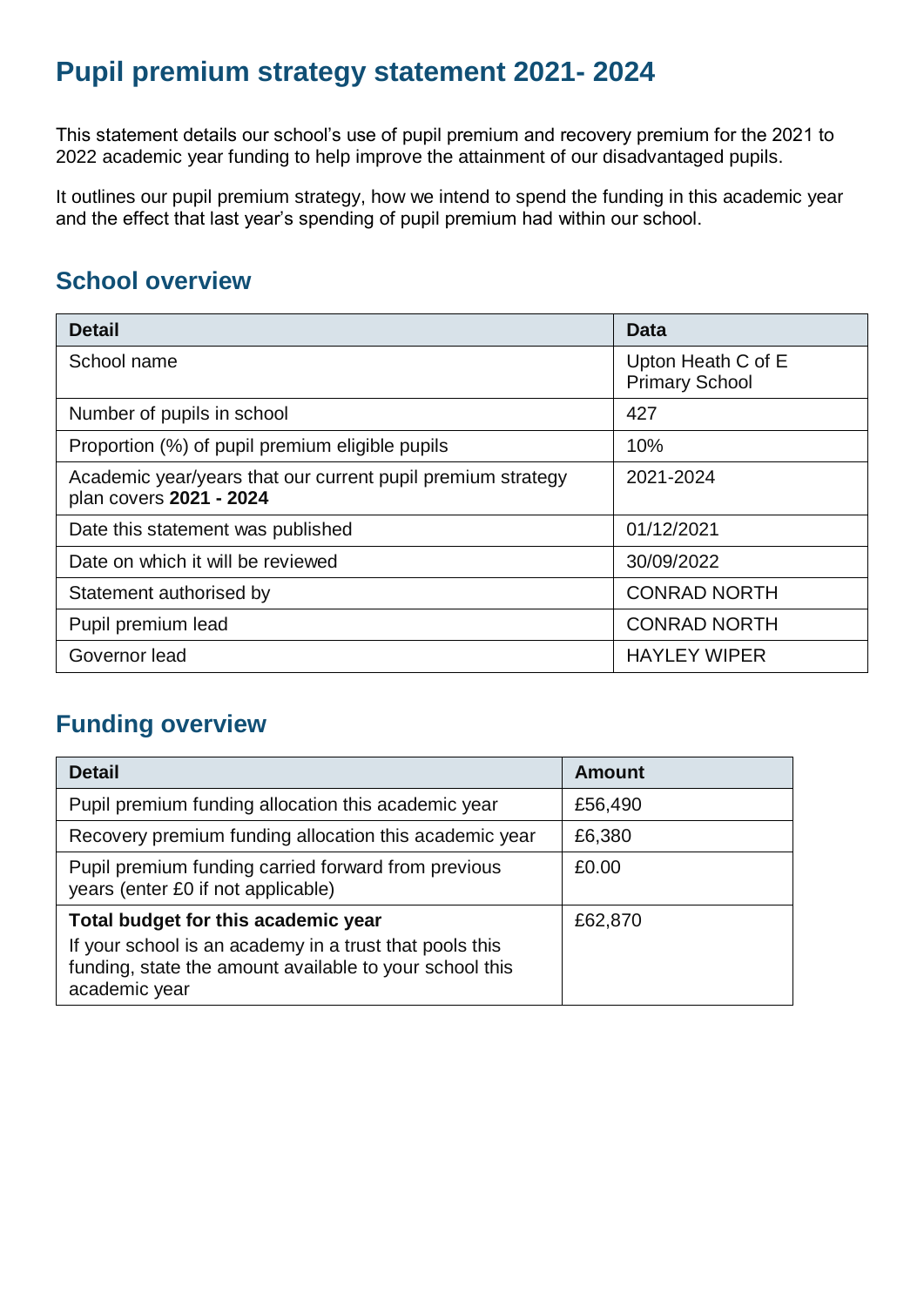# Pupil premium strategy statement 2021- 2024

This statement details our school's use of pupil premium and recovery premium for the 2021 to 2022 academic year funding to help improve the attainment of our disadvantaged pupils.

It outlines our pupil premium strategy, how we intend to spend the funding in this academic year and the effect that last year's spending of pupil premium had within our school.

## School overview

| Detail | Data |
|---|---|
| School name | Upton Heath C of E Primary School |
| Number of pupils in school | 427 |
| Proportion (%) of pupil premium eligible pupils | 10% |
| Academic year/years that our current pupil premium strategy plan covers **2021 - 2024** | 2021-2024 |
| Date this statement was published | 01/12/2021 |
| Date on which it will be reviewed | 30/09/2022 |
| Statement authorised by | CONRAD NORTH |
| Pupil premium lead | CONRAD NORTH |
| Governor lead | HAYLEY WIPER |

## Funding overview

| Detail | Amount |
|---|---|
| Pupil premium funding allocation this academic year | £56,490 |
| Recovery premium funding allocation this academic year | £6,380 |
| Pupil premium funding carried forward from previous years (enter £0 if not applicable) | £0.00 |
| **Total budget for this academic year**<br>If your school is an academy in a trust that pools this funding, state the amount available to your school this academic year | £62,870 |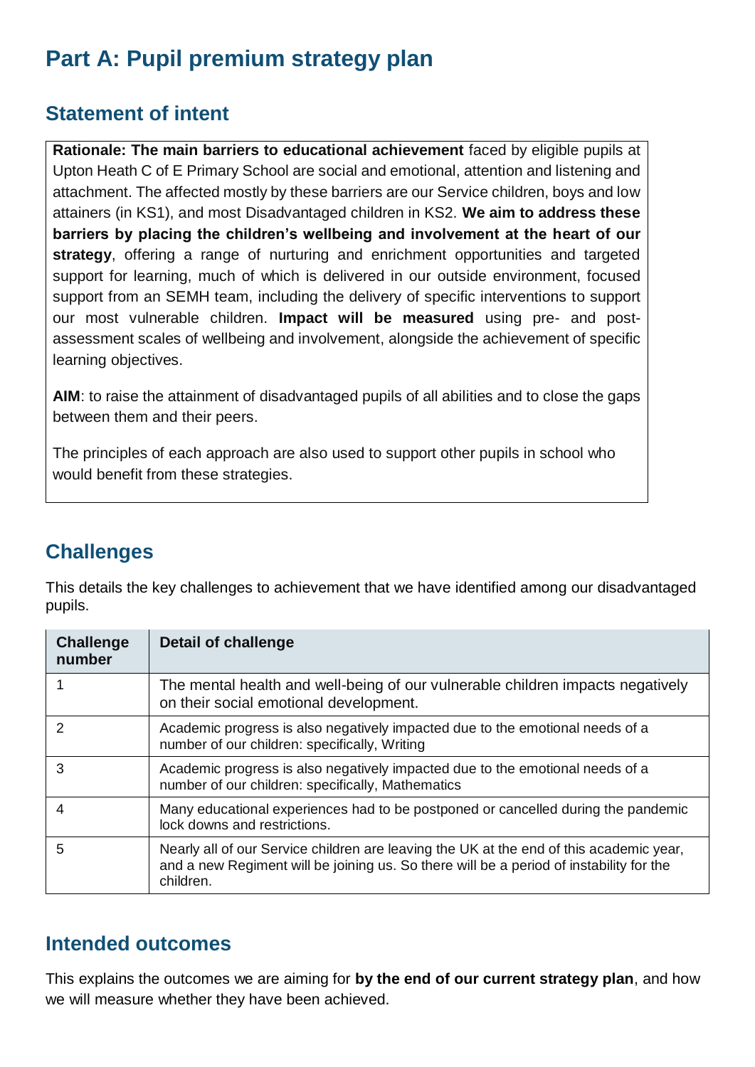# Part A: Pupil premium strategy plan

## Statement of intent

**Rationale: The main barriers to educational achievement** faced by eligible pupils at Upton Heath C of E Primary School are social and emotional, attention and listening and attachment. The affected mostly by these barriers are our Service children, boys and low attainers (in KS1), and most Disadvantaged children in KS2. **We aim to address these barriers by placing the children's wellbeing and involvement at the heart of our strategy**, offering a range of nurturing and enrichment opportunities and targeted support for learning, much of which is delivered in our outside environment, focused support from an SEMH team, including the delivery of specific interventions to support our most vulnerable children. **Impact will be measured** using pre- and post-assessment scales of wellbeing and involvement, alongside the achievement of specific learning objectives.

**AIM**: to raise the attainment of disadvantaged pupils of all abilities and to close the gaps between them and their peers.

The principles of each approach are also used to support other pupils in school who would benefit from these strategies.

## Challenges

This details the key challenges to achievement that we have identified among our disadvantaged pupils.

| Challenge number | Detail of challenge |
|---|---|
| 1 | The mental health and well-being of our vulnerable children impacts negatively on their social emotional development. |
| 2 | Academic progress is also negatively impacted due to the emotional needs of a number of our children: specifically, Writing |
| 3 | Academic progress is also negatively impacted due to the emotional needs of a number of our children: specifically, Mathematics |
| 4 | Many educational experiences had to be postponed or cancelled during the pandemic lock downs and restrictions. |
| 5 | Nearly all of our Service children are leaving the UK at the end of this academic year, and a new Regiment will be joining us. So there will be a period of instability for the children. |

## Intended outcomes

This explains the outcomes we are aiming for **by the end of our current strategy plan**, and how we will measure whether they have been achieved.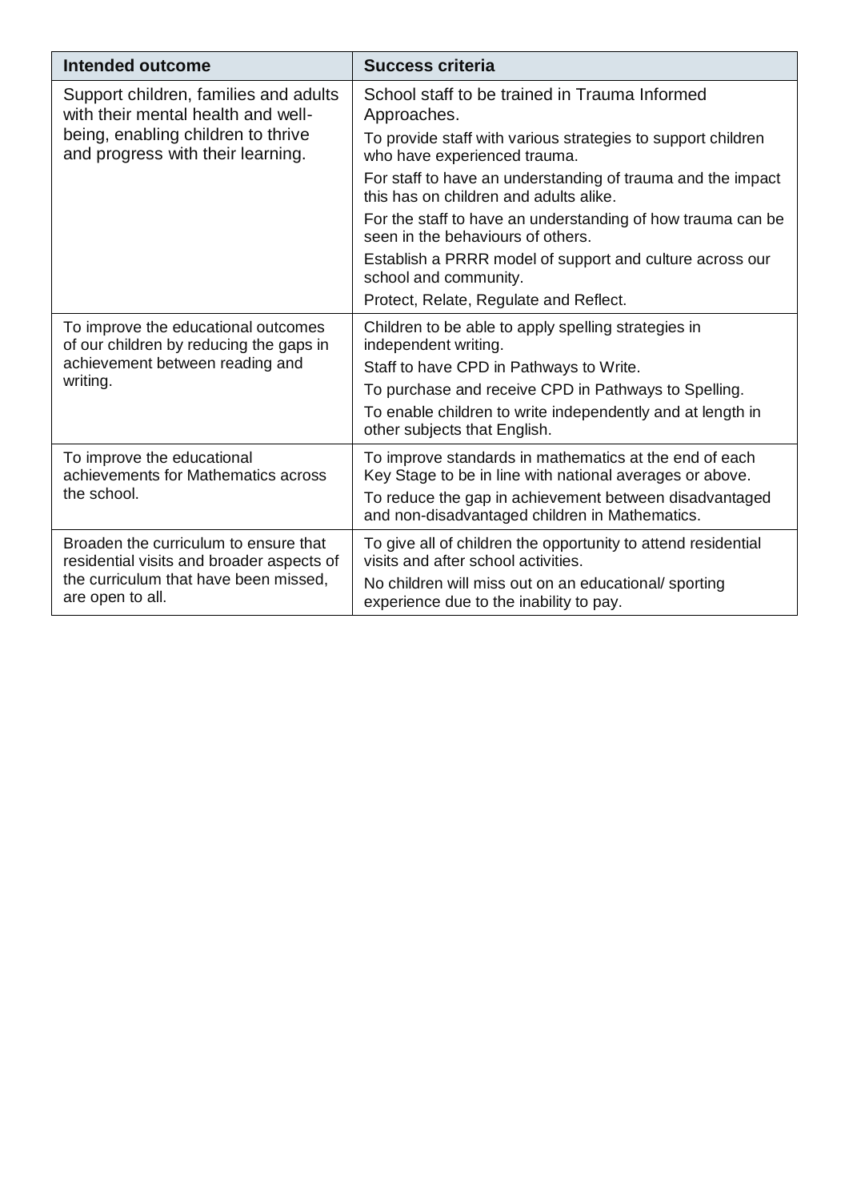| Intended outcome | Success criteria |
| --- | --- |
| Support children, families and adults with their mental health and well-being, enabling children to thrive and progress with their learning. | School staff to be trained in Trauma Informed Approaches.<br>To provide staff with various strategies to support children who have experienced trauma.<br>For staff to have an understanding of trauma and the impact this has on children and adults alike.<br>For the staff to have an understanding of how trauma can be seen in the behaviours of others.<br>Establish a PRRR model of support and culture across our school and community.<br>Protect, Relate, Regulate and Reflect. |
| To improve the educational outcomes of our children by reducing the gaps in achievement between reading and writing. | Children to be able to apply spelling strategies in independent writing.<br>Staff to have CPD in Pathways to Write.<br>To purchase and receive CPD in Pathways to Spelling.<br>To enable children to write independently and at length in other subjects that English. |
| To improve the educational achievements for Mathematics across the school. | To improve standards in mathematics at the end of each Key Stage to be in line with national averages or above.<br>To reduce the gap in achievement between disadvantaged and non-disadvantaged children in Mathematics. |
| Broaden the curriculum to ensure that residential visits and broader aspects of the curriculum that have been missed, are open to all. | To give all of children the opportunity to attend residential visits and after school activities.<br>No children will miss out on an educational/ sporting experience due to the inability to pay. |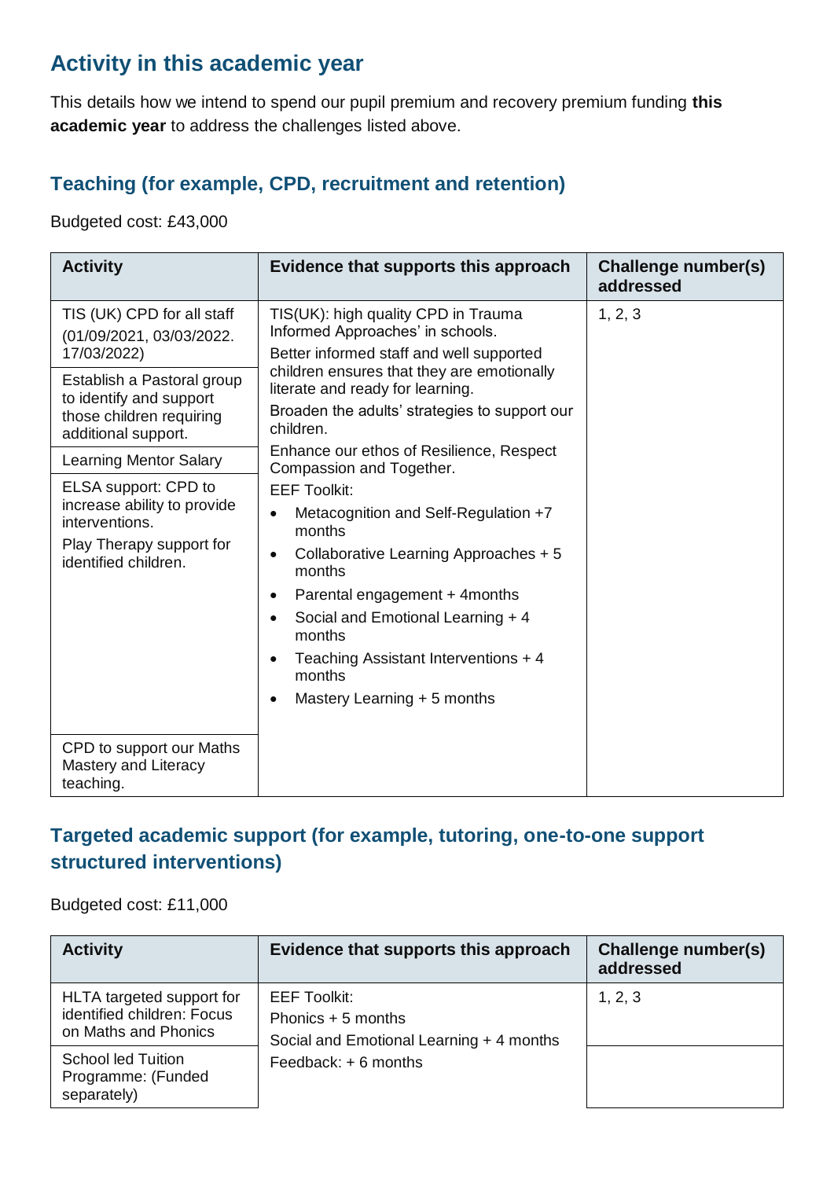## Activity in this academic year

This details how we intend to spend our pupil premium and recovery premium funding **this academic year** to address the challenges listed above.

### Teaching (for example, CPD, recruitment and retention)

Budgeted cost: £43,000

| Activity | Evidence that supports this approach | Challenge number(s) addressed |
|---|---|---|
| TIS (UK) CPD for all staff (01/09/2021, 03/03/2022. 17/03/2022) | TIS(UK): high quality CPD in Trauma Informed Approaches' in schools. | 1, 2, 3 |
| Establish a Pastoral group to identify and support those children requiring additional support. | Better informed staff and well supported children ensures that they are emotionally literate and ready for learning. | |
| Learning Mentor Salary | Broaden the adults' strategies to support our children. | |
| ELSA support: CPD to increase ability to provide interventions.<br>Play Therapy support for identified children. | Enhance our ethos of Resilience, Respect Compassion and Together.<br>EEF Toolkit:<br>• Metacognition and Self-Regulation +7 months<br>• Collaborative Learning Approaches + 5 months<br>• Parental engagement + 4months<br>• Social and Emotional Learning + 4 months<br>• Teaching Assistant Interventions + 4 months<br>• Mastery Learning + 5 months | |
| CPD to support our Maths Mastery and Literacy teaching. | | |

### Targeted academic support (for example, tutoring, one-to-one support structured interventions)

Budgeted cost: £11,000

| Activity | Evidence that supports this approach | Challenge number(s) addressed |
|---|---|---|
| HLTA targeted support for identified children: Focus on Maths and Phonics | EEF Toolkit:<br>Phonics + 5 months<br>Social and Emotional Learning + 4 months<br>Feedback: + 6 months | 1, 2, 3 |
| School led Tuition Programme: (Funded separately) | | |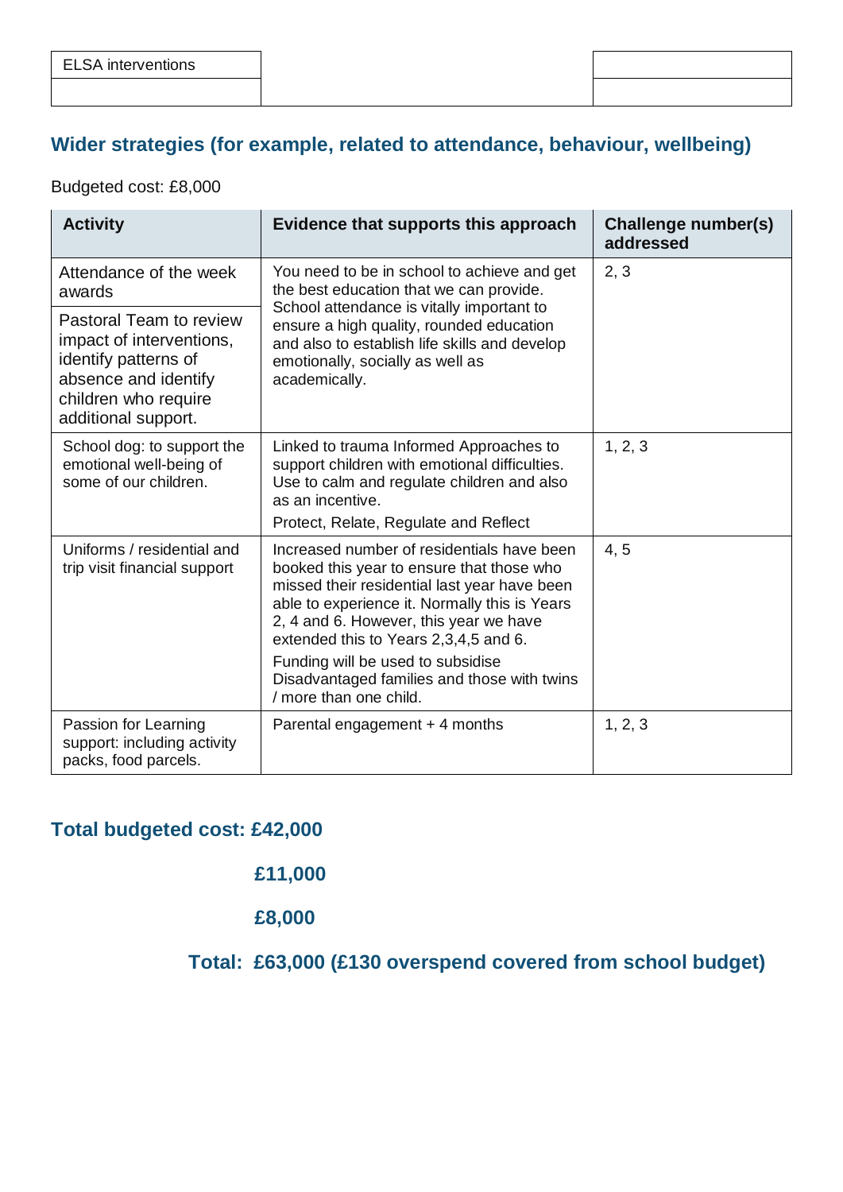| | | |
|---|---|---|
| ELSA interventions | | |
| | | |

## Wider strategies (for example, related to attendance, behaviour, wellbeing)

Budgeted cost: £8,000

| Activity | Evidence that supports this approach | Challenge number(s) addressed |
|---|---|---|
| Attendance of the week awards<br><br>Pastoral Team to review impact of interventions, identify patterns of absence and identify children who require additional support. | You need to be in school to achieve and get the best education that we can provide. School attendance is vitally important to ensure a high quality, rounded education and also to establish life skills and develop emotionally, socially as well as academically. | 2, 3 |
| School dog: to support the emotional well-being of some of our children. | Linked to trauma Informed Approaches to support children with emotional difficulties. Use to calm and regulate children and also as an incentive.<br><br>Protect, Relate, Regulate and Reflect | 1, 2, 3 |
| Uniforms / residential and trip visit financial support | Increased number of residentials have been booked this year to ensure that those who missed their residential last year have been able to experience it. Normally this is Years 2, 4 and 6. However, this year we have extended this to Years 2,3,4,5 and 6.<br><br>Funding will be used to subsidise Disadvantaged families and those with twins / more than one child. | 4, 5 |
| Passion for Learning support: including activity packs, food parcels. | Parental engagement + 4 months | 1, 2, 3 |

**Total budgeted cost: £42,000**

**£11,000**

**£8,000**

**Total: £63,000 (£130 overspend covered from school budget)**